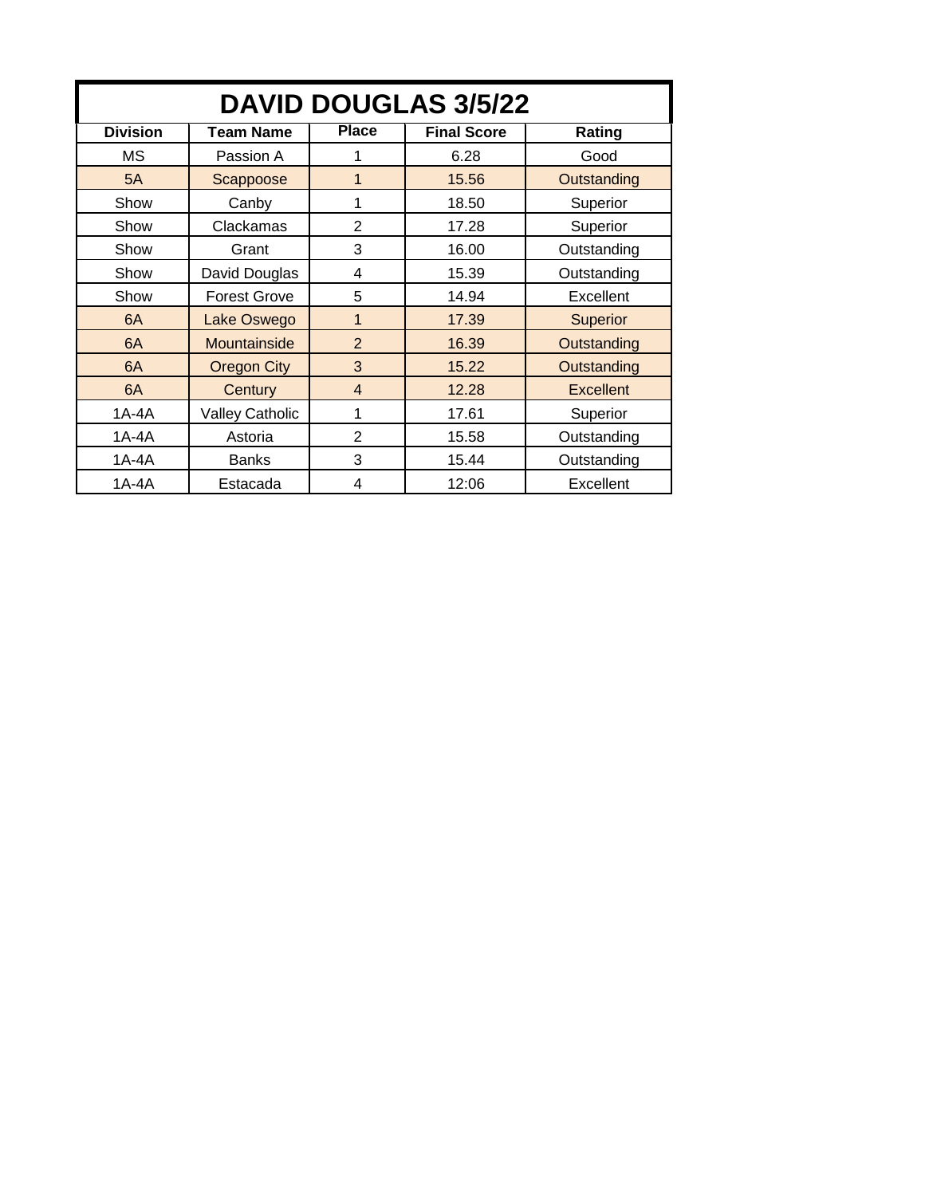# DAVID DOUGLAS 3/5/22

| Division | Team Name | Place | Final Score | Rating |
|---|---|---|---|---|
| MS | Passion A | 1 | 6.28 | Good |
| 5A | Scappoose | 1 | 15.56 | Outstanding |
| Show | Canby | 1 | 18.50 | Superior |
| Show | Clackamas | 2 | 17.28 | Superior |
| Show | Grant | 3 | 16.00 | Outstanding |
| Show | David Douglas | 4 | 15.39 | Outstanding |
| Show | Forest Grove | 5 | 14.94 | Excellent |
| 6A | Lake Oswego | 1 | 17.39 | Superior |
| 6A | Mountainside | 2 | 16.39 | Outstanding |
| 6A | Oregon City | 3 | 15.22 | Outstanding |
| 6A | Century | 4 | 12.28 | Excellent |
| 1A-4A | Valley Catholic | 1 | 17.61 | Superior |
| 1A-4A | Astoria | 2 | 15.58 | Outstanding |
| 1A-4A | Banks | 3 | 15.44 | Outstanding |
| 1A-4A | Estacada | 4 | 12:06 | Excellent |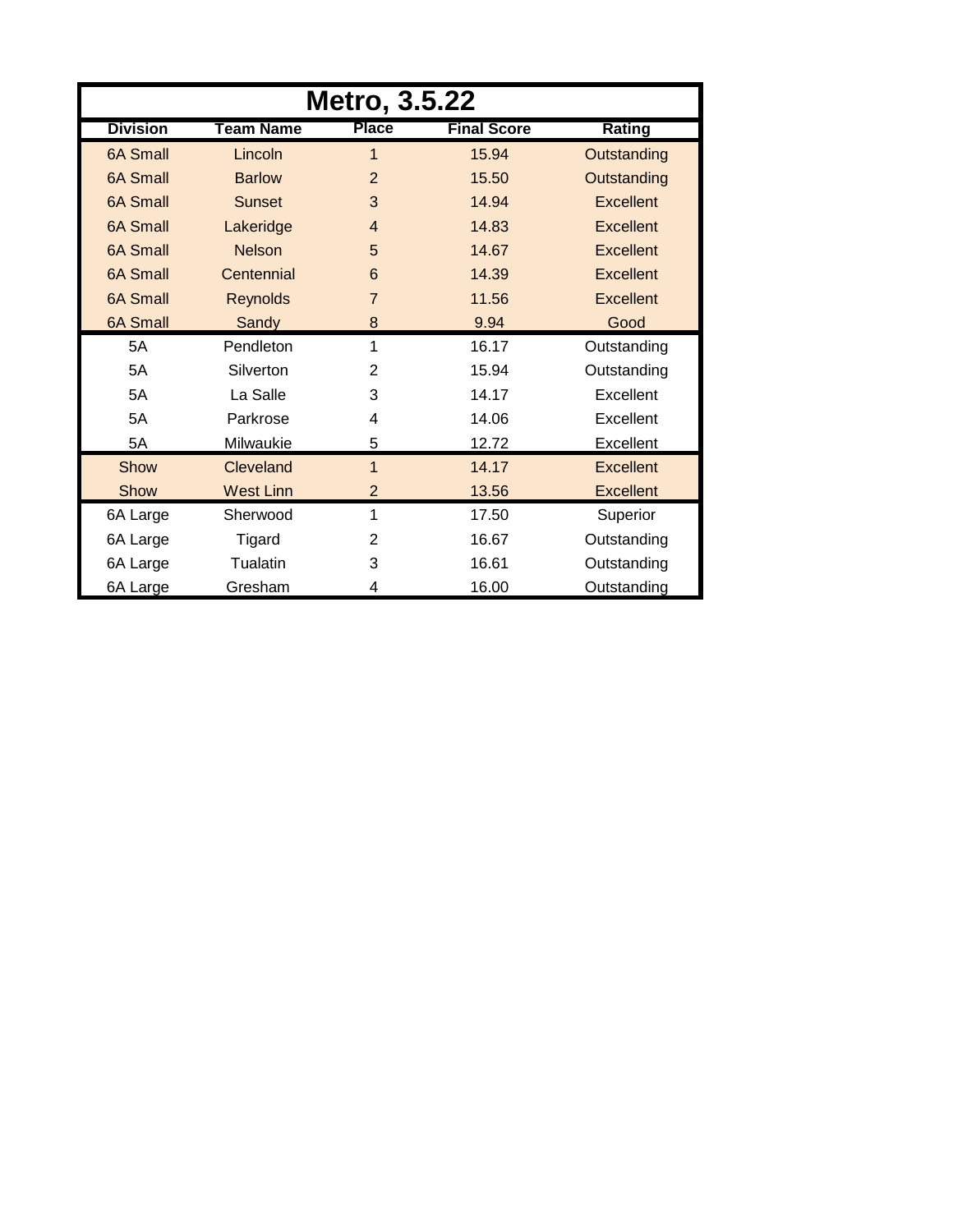| Metro, 3.5.22 | | | | |
|---|---|---|---|---|
| **Division** | **Team Name** | **Place** | **Final Score** | **Rating** |
| 6A Small | Lincoln | 1 | 15.94 | Outstanding |
| 6A Small | Barlow | 2 | 15.50 | Outstanding |
| 6A Small | Sunset | 3 | 14.94 | Excellent |
| 6A Small | Lakeridge | 4 | 14.83 | Excellent |
| 6A Small | Nelson | 5 | 14.67 | Excellent |
| 6A Small | Centennial | 6 | 14.39 | Excellent |
| 6A Small | Reynolds | 7 | 11.56 | Excellent |
| 6A Small | Sandy | 8 | 9.94 | Good |
| 5A | Pendleton | 1 | 16.17 | Outstanding |
| 5A | Silverton | 2 | 15.94 | Outstanding |
| 5A | La Salle | 3 | 14.17 | Excellent |
| 5A | Parkrose | 4 | 14.06 | Excellent |
| 5A | Milwaukie | 5 | 12.72 | Excellent |
| Show | Cleveland | 1 | 14.17 | Excellent |
| Show | West Linn | 2 | 13.56 | Excellent |
| 6A Large | Sherwood | 1 | 17.50 | Superior |
| 6A Large | Tigard | 2 | 16.67 | Outstanding |
| 6A Large | Tualatin | 3 | 16.61 | Outstanding |
| 6A Large | Gresham | 4 | 16.00 | Outstanding |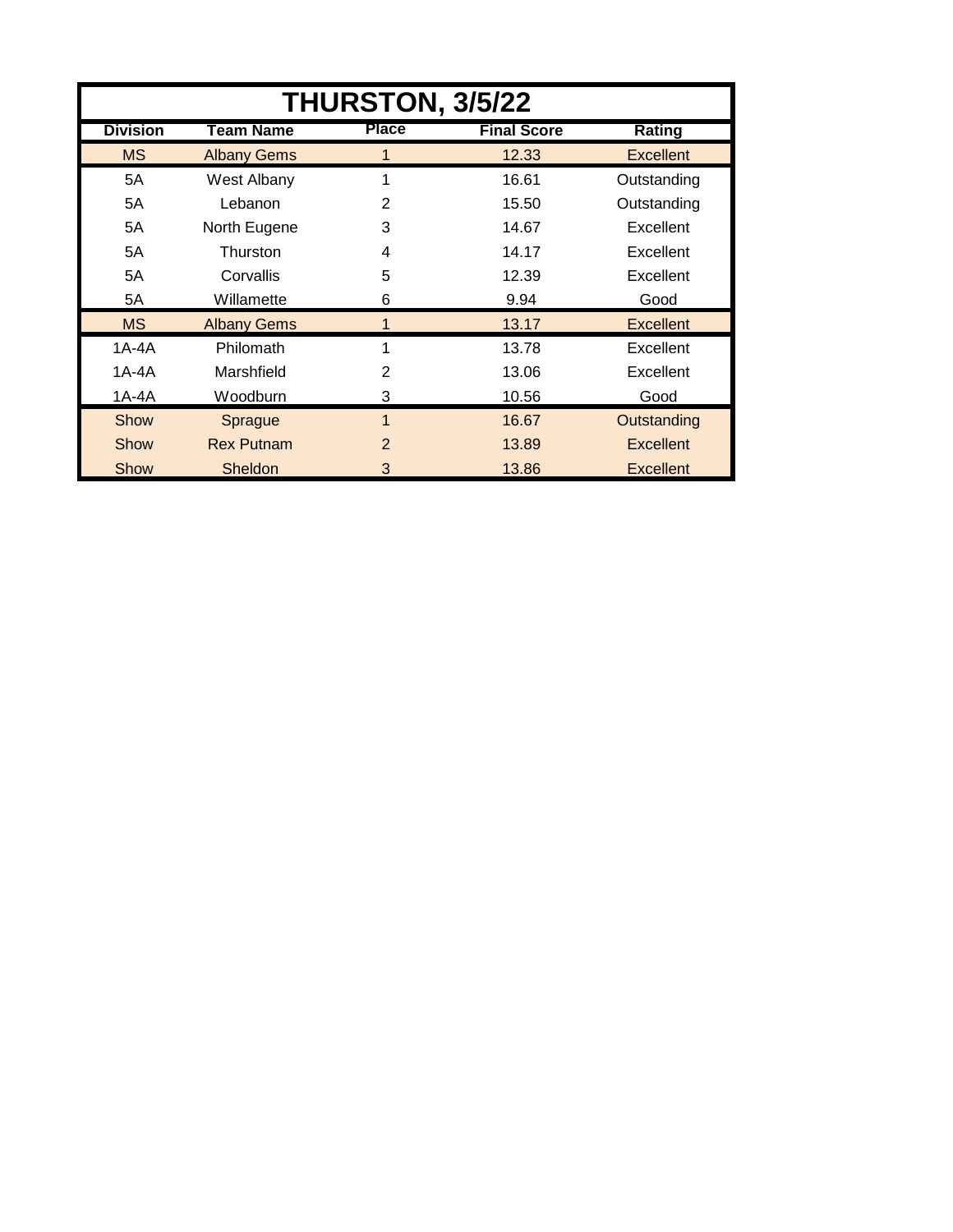| THURSTON, 3/5/22 | | | | |
|---|---|---|---|---|
| **Division** | **Team Name** | **Place** | **Final Score** | **Rating** |
| MS | Albany Gems | 1 | 12.33 | Excellent |
| 5A | West Albany | 1 | 16.61 | Outstanding |
| 5A | Lebanon | 2 | 15.50 | Outstanding |
| 5A | North Eugene | 3 | 14.67 | Excellent |
| 5A | Thurston | 4 | 14.17 | Excellent |
| 5A | Corvallis | 5 | 12.39 | Excellent |
| 5A | Willamette | 6 | 9.94 | Good |
| MS | Albany Gems | 1 | 13.17 | Excellent |
| 1A-4A | Philomath | 1 | 13.78 | Excellent |
| 1A-4A | Marshfield | 2 | 13.06 | Excellent |
| 1A-4A | Woodburn | 3 | 10.56 | Good |
| Show | Sprague | 1 | 16.67 | Outstanding |
| Show | Rex Putnam | 2 | 13.89 | Excellent |
| Show | Sheldon | 3 | 13.86 | Excellent |